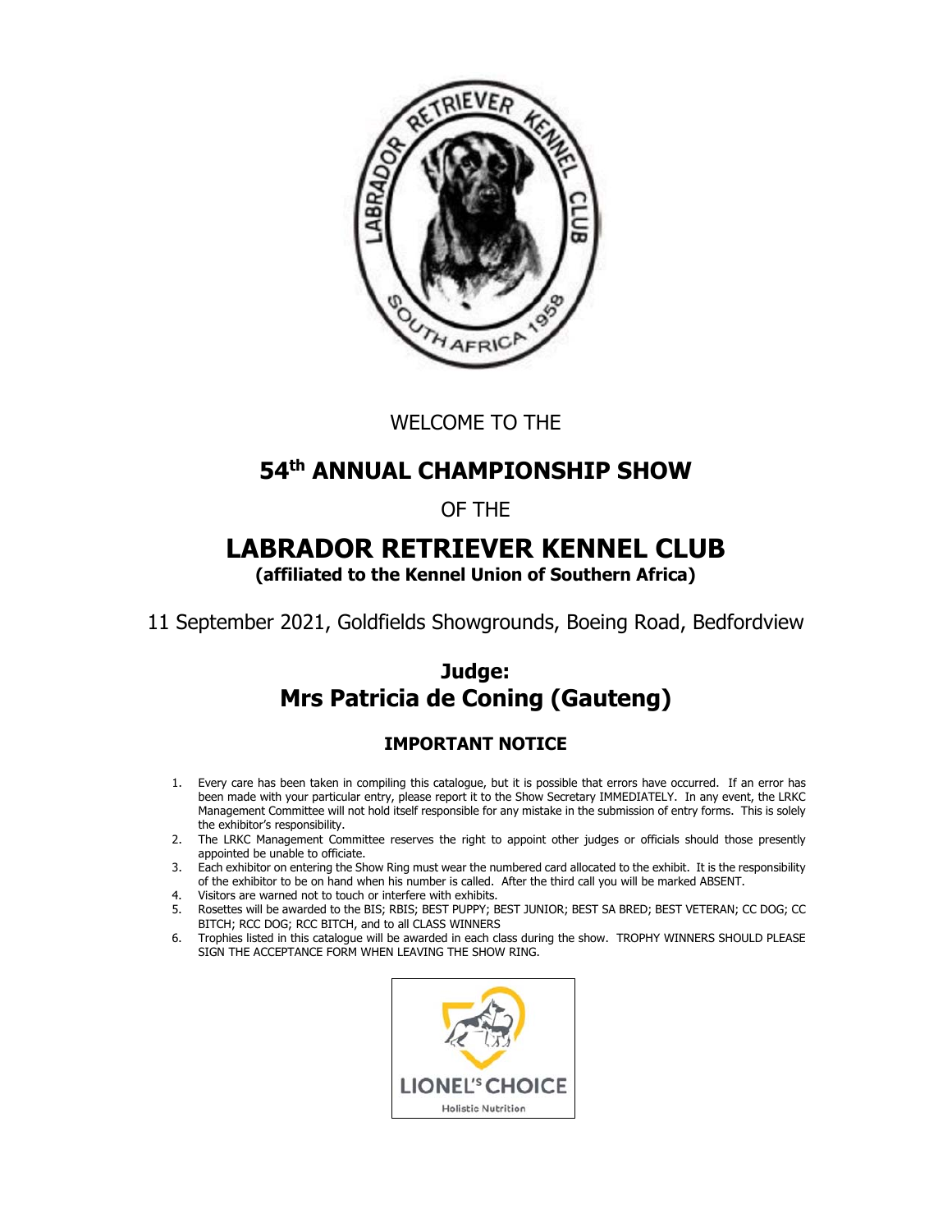WELCOME TO THE

# 54th ANNUAL CHAMPIONSHIP SHOW

OF THE

# LABRADOR RETRIEVER KENNEL CLUB

**(affiliated to the Kennel Union of Southern Africa)**

11 September 2021, Goldfields Showgrounds, Boeing Road, Bedfordview

## Judge:
## Mrs Patricia de Coning (Gauteng)

### IMPORTANT NOTICE

1. Every care has been taken in compiling this catalogue, but it is possible that errors have occurred. If an error has been made with your particular entry, please report it to the Show Secretary IMMEDIATELY. In any event, the LRKC Management Committee will not hold itself responsible for any mistake in the submission of entry forms. This is solely the exhibitor's responsibility.
2. The LRKC Management Committee reserves the right to appoint other judges or officials should those presently appointed be unable to officiate.
3. Each exhibitor on entering the Show Ring must wear the numbered card allocated to the exhibit. It is the responsibility of the exhibitor to be on hand when his number is called. After the third call you will be marked ABSENT.
4. Visitors are warned not to touch or interfere with exhibits.
5. Rosettes will be awarded to the BIS; RBIS; BEST PUPPY; BEST JUNIOR; BEST SA BRED; BEST VETERAN; CC DOG; CC BITCH; RCC DOG; RCC BITCH, and to all CLASS WINNERS
6. Trophies listed in this catalogue will be awarded in each class during the show. TROPHY WINNERS SHOULD PLEASE SIGN THE ACCEPTANCE FORM WHEN LEAVING THE SHOW RING.

LIONEL's CHOICE
Holistic Nutrition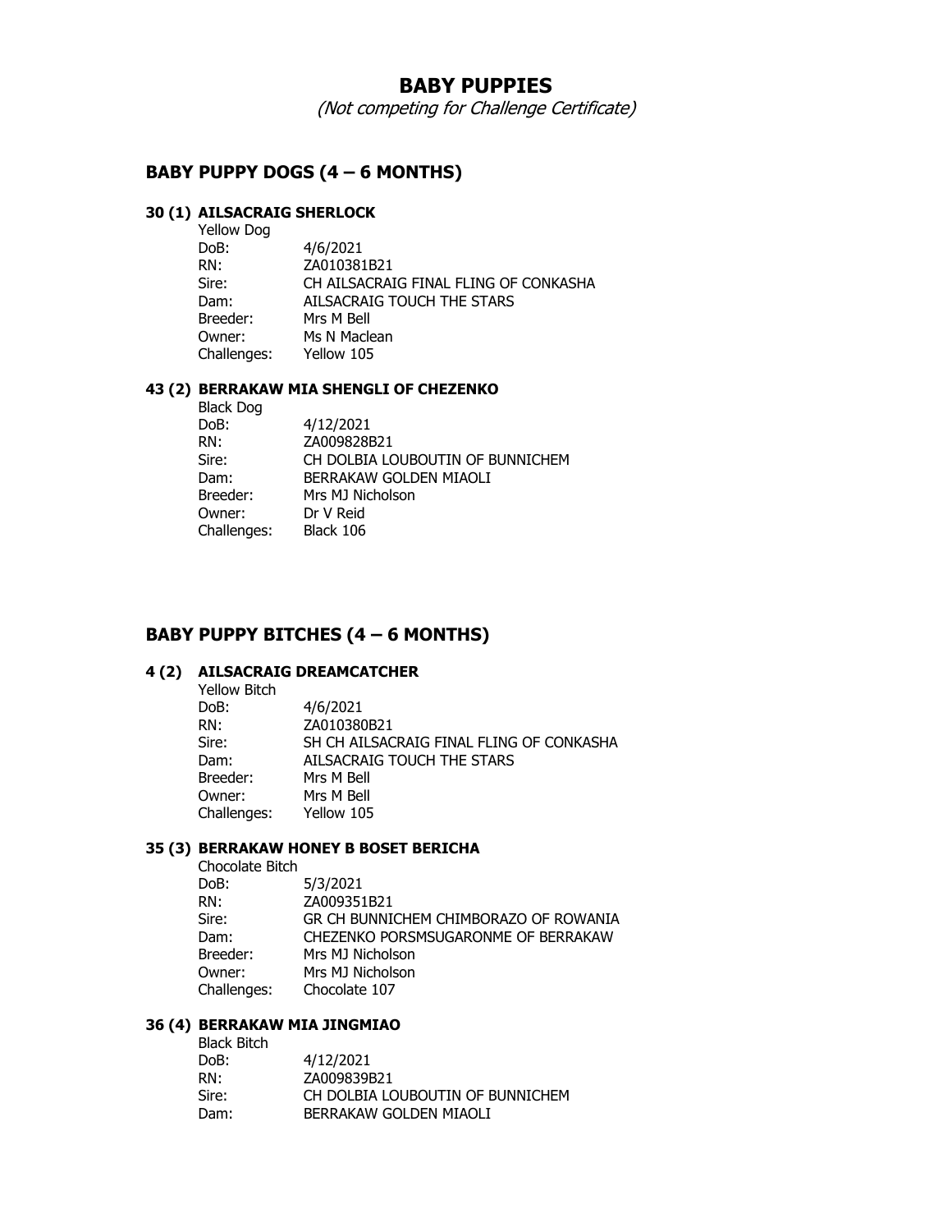# BABY PUPPIES

*(Not competing for Challenge Certificate)*

## BABY PUPPY DOGS (4 – 6 MONTHS)

### 30 (1) AILSACRAIG SHERLOCK

Yellow Dog

| | |
|---|---|
| DoB: | 4/6/2021 |
| RN: | ZA010381B21 |
| Sire: | CH AILSACRAIG FINAL FLING OF CONKASHA |
| Dam: | AILSACRAIG TOUCH THE STARS |
| Breeder: | Mrs M Bell |
| Owner: | Ms N Maclean |
| Challenges: | Yellow 105 |

### 43 (2) BERRAKAW MIA SHENGLI OF CHEZENKO

Black Dog

| | |
|---|---|
| DoB: | 4/12/2021 |
| RN: | ZA009828B21 |
| Sire: | CH DOLBIA LOUBOUTIN OF BUNNICHEM |
| Dam: | BERRAKAW GOLDEN MIAOLI |
| Breeder: | Mrs MJ Nicholson |
| Owner: | Dr V Reid |
| Challenges: | Black 106 |

## BABY PUPPY BITCHES (4 – 6 MONTHS)

### 4 (2) AILSACRAIG DREAMCATCHER

Yellow Bitch

| | |
|---|---|
| DoB: | 4/6/2021 |
| RN: | ZA010380B21 |
| Sire: | SH CH AILSACRAIG FINAL FLING OF CONKASHA |
| Dam: | AILSACRAIG TOUCH THE STARS |
| Breeder: | Mrs M Bell |
| Owner: | Mrs M Bell |
| Challenges: | Yellow 105 |

### 35 (3) BERRAKAW HONEY B BOSET BERICHA

Chocolate Bitch

| | |
|---|---|
| DoB: | 5/3/2021 |
| RN: | ZA009351B21 |
| Sire: | GR CH BUNNICHEM CHIMBORAZO OF ROWANIA |
| Dam: | CHEZENKO PORSMSUGARONME OF BERRAKAW |
| Breeder: | Mrs MJ Nicholson |
| Owner: | Mrs MJ Nicholson |
| Challenges: | Chocolate 107 |

### 36 (4) BERRAKAW MIA JINGMIAO

Black Bitch

| | |
|---|---|
| DoB: | 4/12/2021 |
| RN: | ZA009839B21 |
| Sire: | CH DOLBIA LOUBOUTIN OF BUNNICHEM |
| Dam: | BERRAKAW GOLDEN MIAOLI |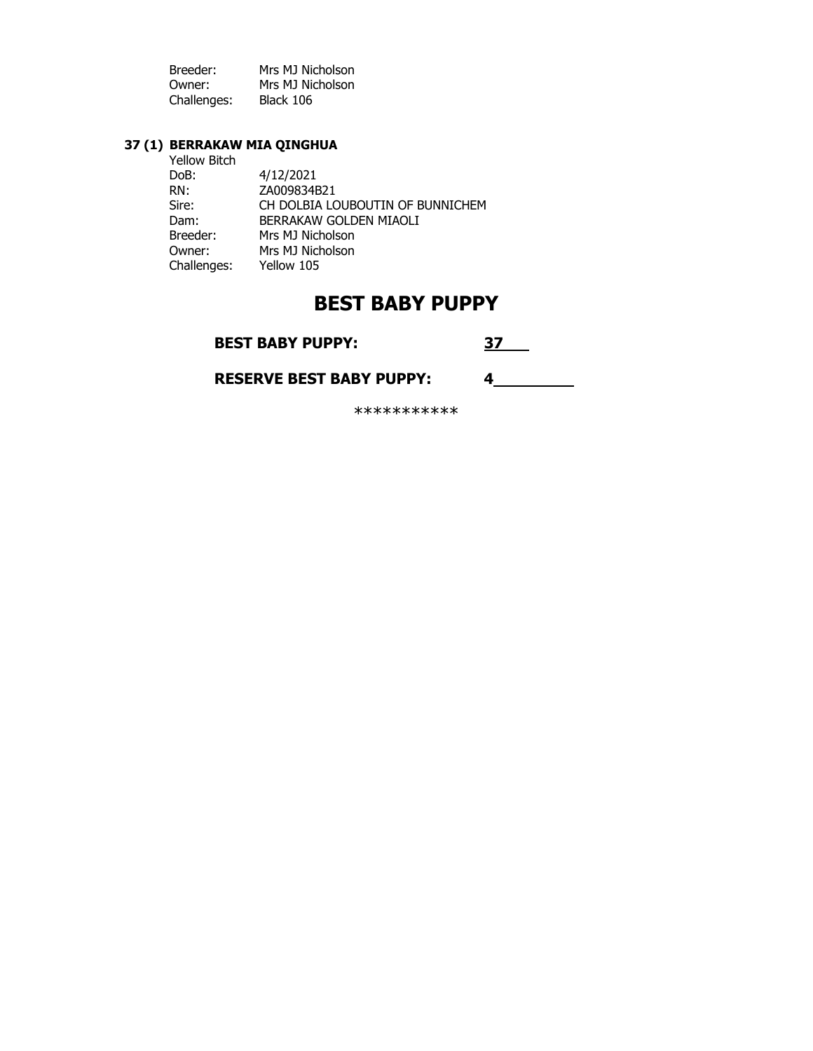Breeder: Mrs MJ Nicholson
Owner: Mrs MJ Nicholson
Challenges: Black 106

**37 (1) BERRAKAW MIA QINGHUA**

Yellow Bitch
DoB: 4/12/2021
RN: ZA009834B21
Sire: CH DOLBIA LOUBOUTIN OF BUNNICHEM
Dam: BERRAKAW GOLDEN MIAOLI
Breeder: Mrs MJ Nicholson
Owner: Mrs MJ Nicholson
Challenges: Yellow 105

# BEST BABY PUPPY

**BEST BABY PUPPY:** **37**

**RESERVE BEST BABY PUPPY:** **4**

***********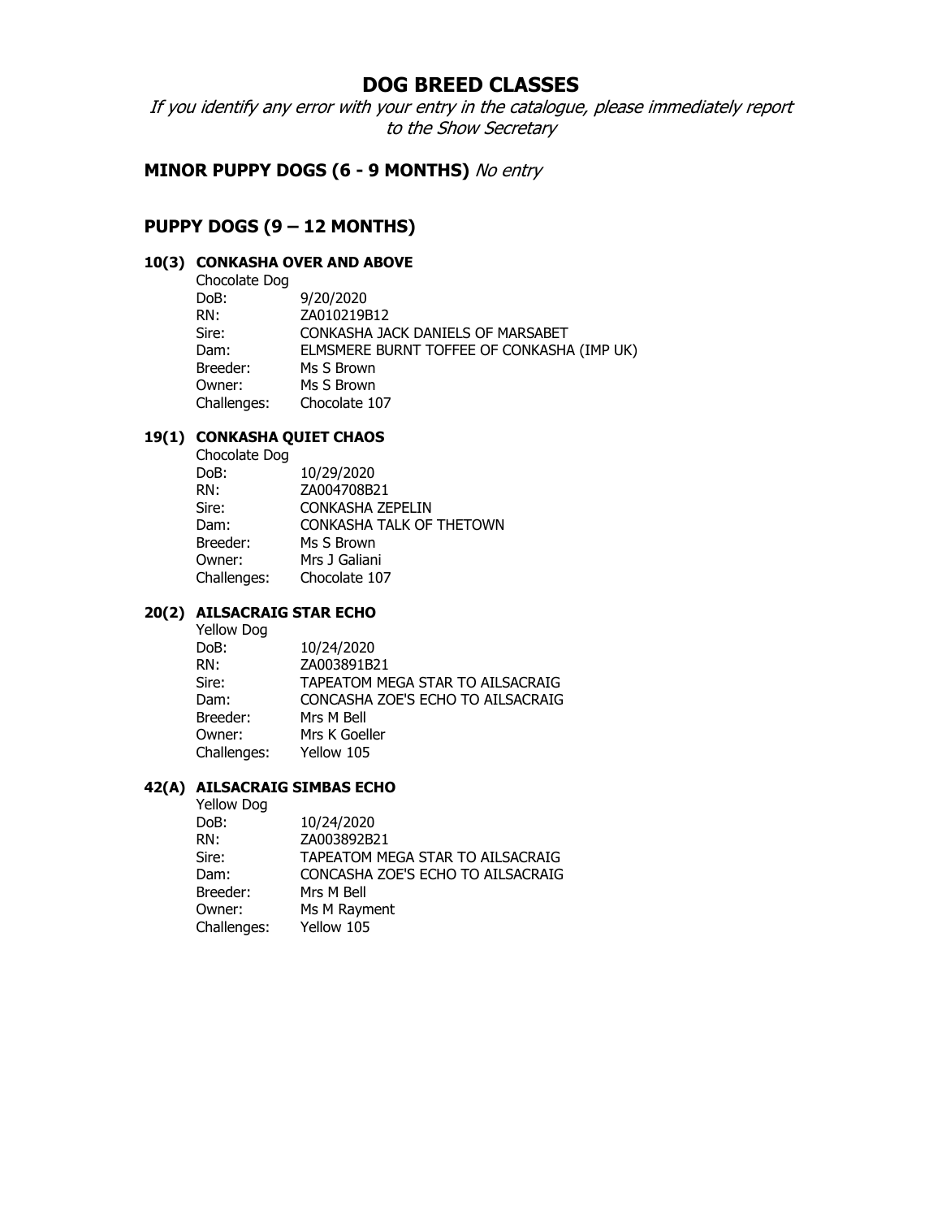# DOG BREED CLASSES

*If you identify any error with your entry in the catalogue, please immediately report to the Show Secretary*

## MINOR PUPPY DOGS (6 - 9 MONTHS) *No entry*

## PUPPY DOGS (9 – 12 MONTHS)

### 10(3) CONKASHA OVER AND ABOVE

Chocolate Dog

| | |
|---|---|
| DoB: | 9/20/2020 |
| RN: | ZA010219B12 |
| Sire: | CONKASHA JACK DANIELS OF MARSABET |
| Dam: | ELMSMERE BURNT TOFFEE OF CONKASHA (IMP UK) |
| Breeder: | Ms S Brown |
| Owner: | Ms S Brown |
| Challenges: | Chocolate 107 |

### 19(1) CONKASHA QUIET CHAOS

Chocolate Dog

| | |
|---|---|
| DoB: | 10/29/2020 |
| RN: | ZA004708B21 |
| Sire: | CONKASHA ZEPELIN |
| Dam: | CONKASHA TALK OF THETOWN |
| Breeder: | Ms S Brown |
| Owner: | Mrs J Galiani |
| Challenges: | Chocolate 107 |

### 20(2) AILSACRAIG STAR ECHO

Yellow Dog

| | |
|---|---|
| DoB: | 10/24/2020 |
| RN: | ZA003891B21 |
| Sire: | TAPEATOM MEGA STAR TO AILSACRAIG |
| Dam: | CONCASHA ZOE'S ECHO TO AILSACRAIG |
| Breeder: | Mrs M Bell |
| Owner: | Mrs K Goeller |
| Challenges: | Yellow 105 |

### 42(A) AILSACRAIG SIMBAS ECHO

Yellow Dog

| | |
|---|---|
| DoB: | 10/24/2020 |
| RN: | ZA003892B21 |
| Sire: | TAPEATOM MEGA STAR TO AILSACRAIG |
| Dam: | CONCASHA ZOE'S ECHO TO AILSACRAIG |
| Breeder: | Mrs M Bell |
| Owner: | Ms M Rayment |
| Challenges: | Yellow 105 |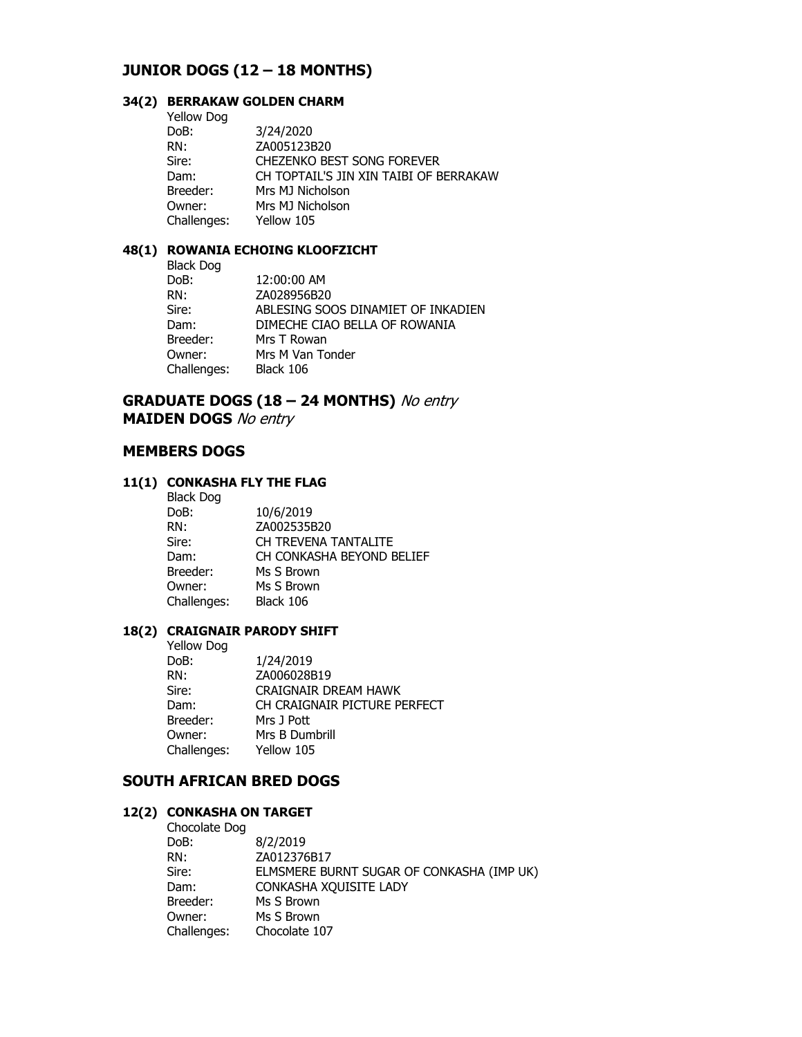## JUNIOR DOGS (12 – 18 MONTHS)

### 34(2) BERRAKAW GOLDEN CHARM

Yellow Dog

| | |
|---|---|
| DoB: | 3/24/2020 |
| RN: | ZA005123B20 |
| Sire: | CHEZENKO BEST SONG FOREVER |
| Dam: | CH TOPTAIL'S JIN XIN TAIBI OF BERRAKAW |
| Breeder: | Mrs MJ Nicholson |
| Owner: | Mrs MJ Nicholson |
| Challenges: | Yellow 105 |

### 48(1) ROWANIA ECHOING KLOOFZICHT

Black Dog

| | |
|---|---|
| DoB: | 12:00:00 AM |
| RN: | ZA028956B20 |
| Sire: | ABLESING SOOS DINAMIET OF INKADIEN |
| Dam: | DIMECHE CIAO BELLA OF ROWANIA |
| Breeder: | Mrs T Rowan |
| Owner: | Mrs M Van Tonder |
| Challenges: | Black 106 |

## GRADUATE DOGS (18 – 24 MONTHS) *No entry*

## MAIDEN DOGS *No entry*

## MEMBERS DOGS

### 11(1) CONKASHA FLY THE FLAG

Black Dog

| | |
|---|---|
| DoB: | 10/6/2019 |
| RN: | ZA002535B20 |
| Sire: | CH TREVENA TANTALITE |
| Dam: | CH CONKASHA BEYOND BELIEF |
| Breeder: | Ms S Brown |
| Owner: | Ms S Brown |
| Challenges: | Black 106 |

### 18(2) CRAIGNAIR PARODY SHIFT

Yellow Dog

| | |
|---|---|
| DoB: | 1/24/2019 |
| RN: | ZA006028B19 |
| Sire: | CRAIGNAIR DREAM HAWK |
| Dam: | CH CRAIGNAIR PICTURE PERFECT |
| Breeder: | Mrs J Pott |
| Owner: | Mrs B Dumbrill |
| Challenges: | Yellow 105 |

## SOUTH AFRICAN BRED DOGS

### 12(2) CONKASHA ON TARGET

Chocolate Dog

| | |
|---|---|
| DoB: | 8/2/2019 |
| RN: | ZA012376B17 |
| Sire: | ELMSMERE BURNT SUGAR OF CONKASHA (IMP UK) |
| Dam: | CONKASHA XQUISITE LADY |
| Breeder: | Ms S Brown |
| Owner: | Ms S Brown |
| Challenges: | Chocolate 107 |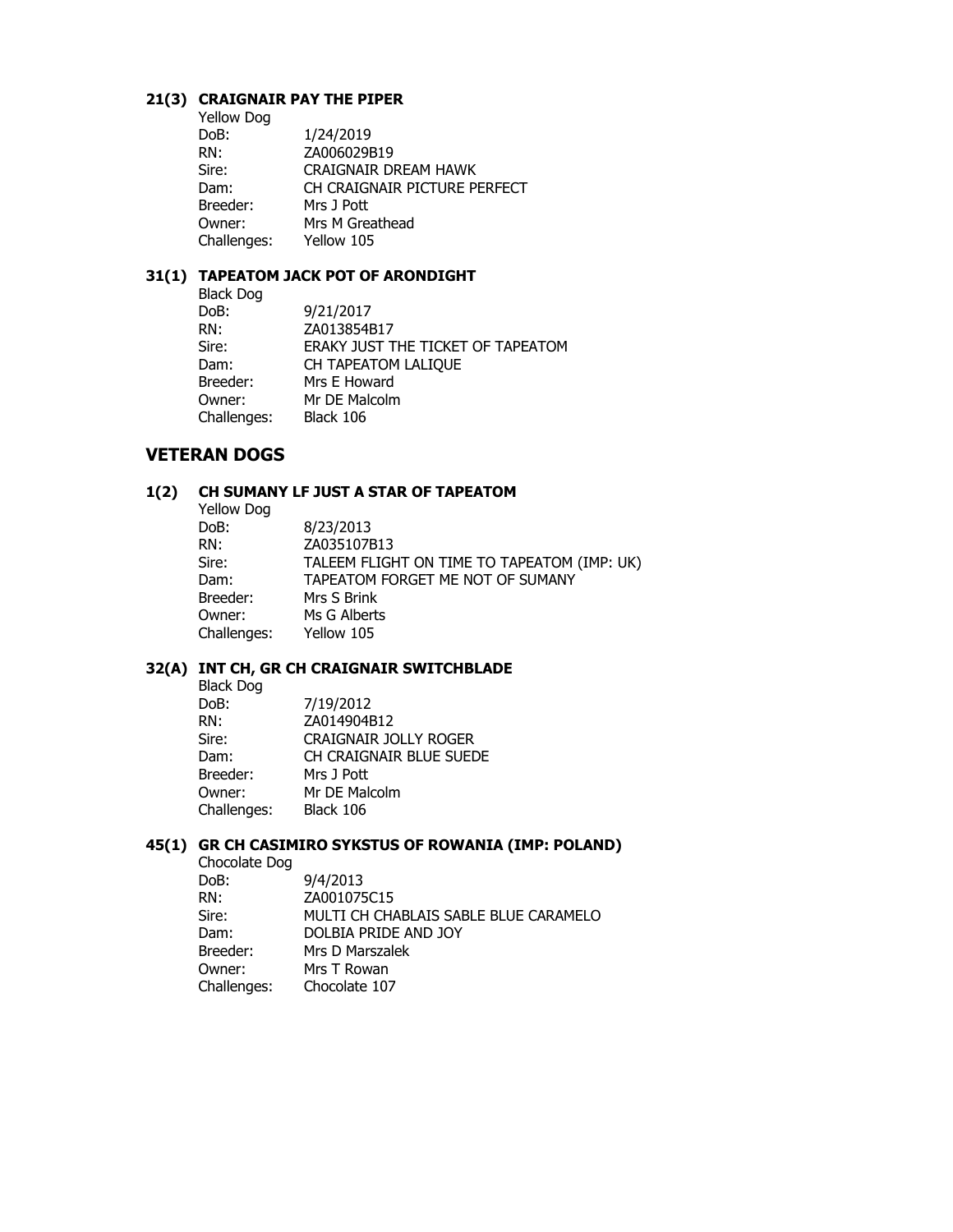### 21(3) CRAIGNAIR PAY THE PIPER

Yellow Dog

| | |
|---|---|
| DoB: | 1/24/2019 |
| RN: | ZA006029B19 |
| Sire: | CRAIGNAIR DREAM HAWK |
| Dam: | CH CRAIGNAIR PICTURE PERFECT |
| Breeder: | Mrs J Pott |
| Owner: | Mrs M Greathead |
| Challenges: | Yellow 105 |

### 31(1) TAPEATOM JACK POT OF ARONDIGHT

Black Dog

| | |
|---|---|
| DoB: | 9/21/2017 |
| RN: | ZA013854B17 |
| Sire: | ERAKY JUST THE TICKET OF TAPEATOM |
| Dam: | CH TAPEATOM LALIQUE |
| Breeder: | Mrs E Howard |
| Owner: | Mr DE Malcolm |
| Challenges: | Black 106 |

## VETERAN DOGS

### 1(2) CH SUMANY LF JUST A STAR OF TAPEATOM

Yellow Dog

| | |
|---|---|
| DoB: | 8/23/2013 |
| RN: | ZA035107B13 |
| Sire: | TALEEM FLIGHT ON TIME TO TAPEATOM (IMP: UK) |
| Dam: | TAPEATOM FORGET ME NOT OF SUMANY |
| Breeder: | Mrs S Brink |
| Owner: | Ms G Alberts |
| Challenges: | Yellow 105 |

### 32(A) INT CH, GR CH CRAIGNAIR SWITCHBLADE

Black Dog

| | |
|---|---|
| DoB: | 7/19/2012 |
| RN: | ZA014904B12 |
| Sire: | CRAIGNAIR JOLLY ROGER |
| Dam: | CH CRAIGNAIR BLUE SUEDE |
| Breeder: | Mrs J Pott |
| Owner: | Mr DE Malcolm |
| Challenges: | Black 106 |

### 45(1) GR CH CASIMIRO SYKSTUS OF ROWANIA (IMP: POLAND)

Chocolate Dog

| | |
|---|---|
| DoB: | 9/4/2013 |
| RN: | ZA001075C15 |
| Sire: | MULTI CH CHABLAIS SABLE BLUE CARAMELO |
| Dam: | DOLBIA PRIDE AND JOY |
| Breeder: | Mrs D Marszalek |
| Owner: | Mrs T Rowan |
| Challenges: | Chocolate 107 |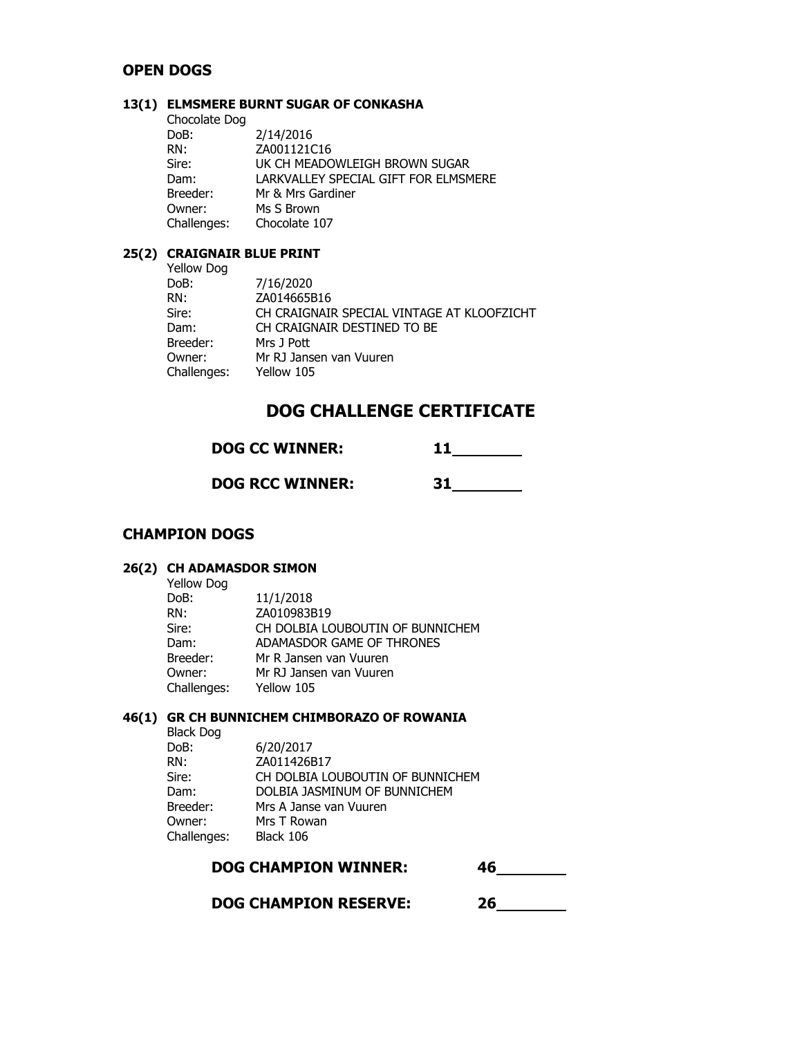## OPEN DOGS

**13(1) ELMSMERE BURNT SUGAR OF CONKASHA**

Chocolate Dog

| | |
|---|---|
| DoB: | 2/14/2016 |
| RN: | ZA001121C16 |
| Sire: | UK CH MEADOWLEIGH BROWN SUGAR |
| Dam: | LARKVALLEY SPECIAL GIFT FOR ELMSMERE |
| Breeder: | Mr & Mrs Gardiner |
| Owner: | Ms S Brown |
| Challenges: | Chocolate 107 |

**25(2) CRAIGNAIR BLUE PRINT**

Yellow Dog

| | |
|---|---|
| DoB: | 7/16/2020 |
| RN: | ZA014665B16 |
| Sire: | CH CRAIGNAIR SPECIAL VINTAGE AT KLOOFZICHT |
| Dam: | CH CRAIGNAIR DESTINED TO BE |
| Breeder: | Mrs J Pott |
| Owner: | Mr RJ Jansen van Vuuren |
| Challenges: | Yellow 105 |

# DOG CHALLENGE CERTIFICATE

**DOG CC WINNER:** 11

**DOG RCC WINNER:** 31

## CHAMPION DOGS

**26(2) CH ADAMASDOR SIMON**

Yellow Dog

| | |
|---|---|
| DoB: | 11/1/2018 |
| RN: | ZA010983B19 |
| Sire: | CH DOLBIA LOUBOUTIN OF BUNNICHEM |
| Dam: | ADAMASDOR GAME OF THRONES |
| Breeder: | Mr R Jansen van Vuuren |
| Owner: | Mr RJ Jansen van Vuuren |
| Challenges: | Yellow 105 |

**46(1) GR CH BUNNICHEM CHIMBORAZO OF ROWANIA**

Black Dog

| | |
|---|---|
| DoB: | 6/20/2017 |
| RN: | ZA011426B17 |
| Sire: | CH DOLBIA LOUBOUTIN OF BUNNICHEM |
| Dam: | DOLBIA JASMINUM OF BUNNICHEM |
| Breeder: | Mrs A Janse van Vuuren |
| Owner: | Mrs T Rowan |
| Challenges: | Black 106 |

**DOG CHAMPION WINNER:** 46

**DOG CHAMPION RESERVE:** 26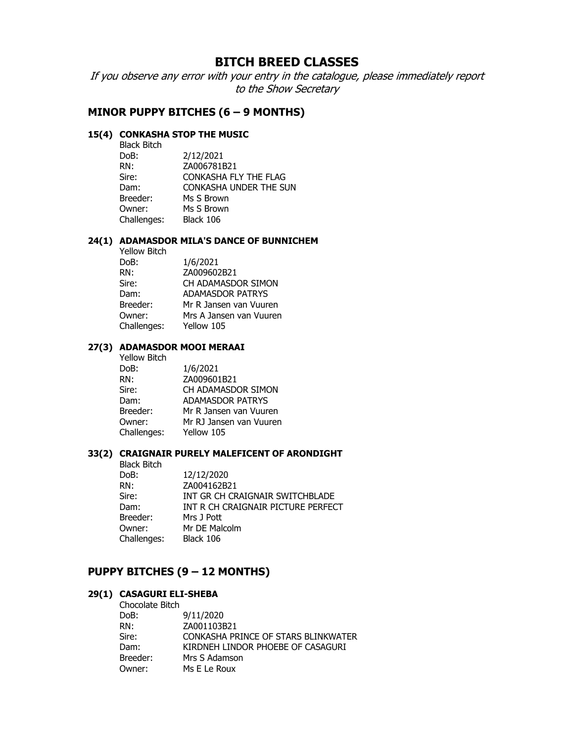# BITCH BREED CLASSES

*If you observe any error with your entry in the catalogue, please immediately report to the Show Secretary*

## MINOR PUPPY BITCHES (6 – 9 MONTHS)

### 15(4) CONKASHA STOP THE MUSIC

Black Bitch

| | |
|---|---|
| DoB: | 2/12/2021 |
| RN: | ZA006781B21 |
| Sire: | CONKASHA FLY THE FLAG |
| Dam: | CONKASHA UNDER THE SUN |
| Breeder: | Ms S Brown |
| Owner: | Ms S Brown |
| Challenges: | Black 106 |

### 24(1) ADAMASDOR MILA'S DANCE OF BUNNICHEM

Yellow Bitch

| | |
|---|---|
| DoB: | 1/6/2021 |
| RN: | ZA009602B21 |
| Sire: | CH ADAMASDOR SIMON |
| Dam: | ADAMASDOR PATRYS |
| Breeder: | Mr R Jansen van Vuuren |
| Owner: | Mrs A Jansen van Vuuren |
| Challenges: | Yellow 105 |

### 27(3) ADAMASDOR MOOI MERAAI

Yellow Bitch

| | |
|---|---|
| DoB: | 1/6/2021 |
| RN: | ZA009601B21 |
| Sire: | CH ADAMASDOR SIMON |
| Dam: | ADAMASDOR PATRYS |
| Breeder: | Mr R Jansen van Vuuren |
| Owner: | Mr RJ Jansen van Vuuren |
| Challenges: | Yellow 105 |

### 33(2) CRAIGNAIR PURELY MALEFICENT OF ARONDIGHT

Black Bitch

| | |
|---|---|
| DoB: | 12/12/2020 |
| RN: | ZA004162B21 |
| Sire: | INT GR CH CRAIGNAIR SWITCHBLADE |
| Dam: | INT R CH CRAIGNAIR PICTURE PERFECT |
| Breeder: | Mrs J Pott |
| Owner: | Mr DE Malcolm |
| Challenges: | Black 106 |

## PUPPY BITCHES (9 – 12 MONTHS)

### 29(1) CASAGURI ELI-SHEBA

Chocolate Bitch

| | |
|---|---|
| DoB: | 9/11/2020 |
| RN: | ZA001103B21 |
| Sire: | CONKASHA PRINCE OF STARS BLINKWATER |
| Dam: | KIRDNEH LINDOR PHOEBE OF CASAGURI |
| Breeder: | Mrs S Adamson |
| Owner: | Ms E Le Roux |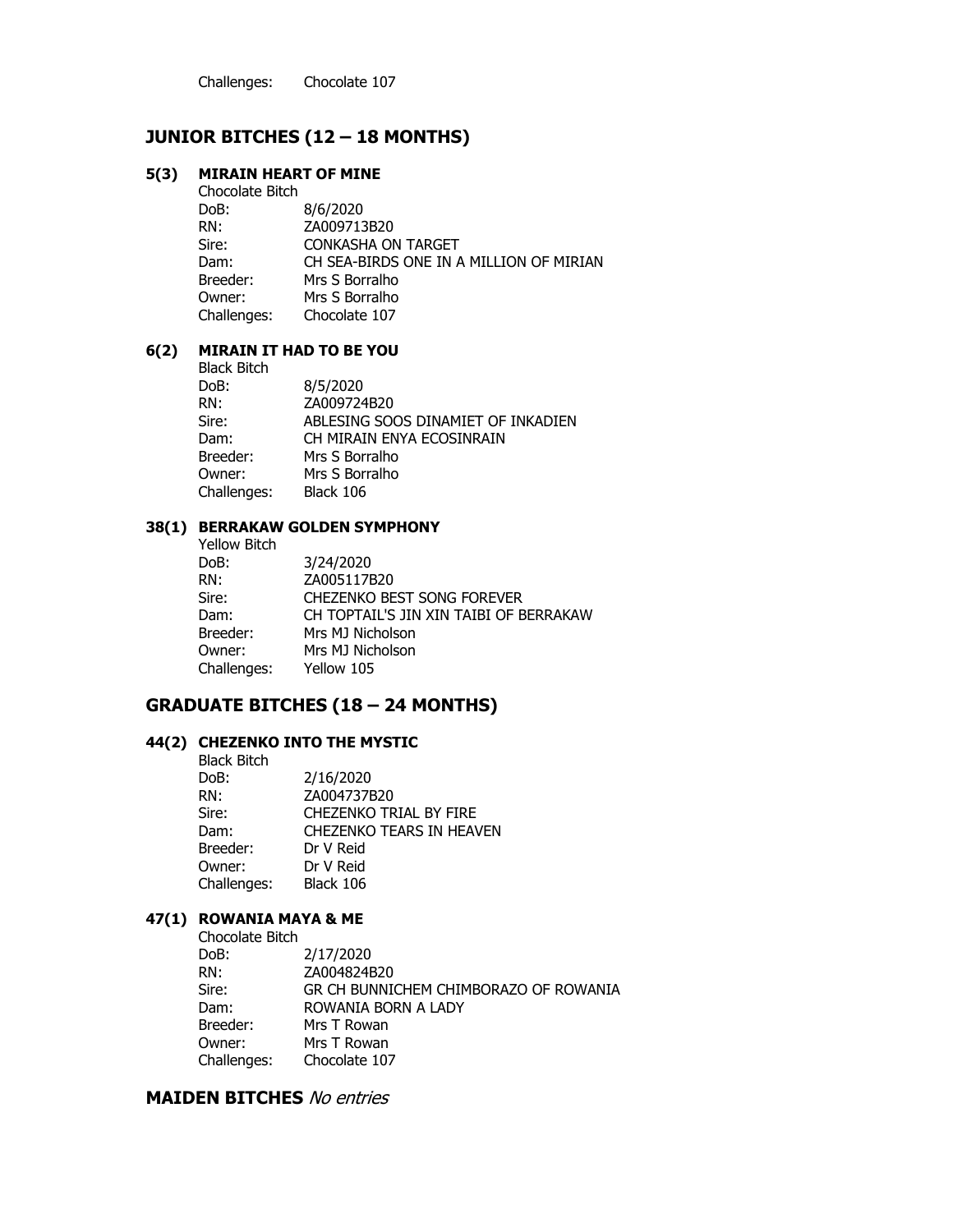Challenges: Chocolate 107

## JUNIOR BITCHES (12 – 18 MONTHS)

### 5(3) MIRAIN HEART OF MINE

Chocolate Bitch

| | |
|---|---|
| DoB: | 8/6/2020 |
| RN: | ZA009713B20 |
| Sire: | CONKASHA ON TARGET |
| Dam: | CH SEA-BIRDS ONE IN A MILLION OF MIRIAN |
| Breeder: | Mrs S Borralho |
| Owner: | Mrs S Borralho |
| Challenges: | Chocolate 107 |

### 6(2) MIRAIN IT HAD TO BE YOU

Black Bitch

| | |
|---|---|
| DoB: | 8/5/2020 |
| RN: | ZA009724B20 |
| Sire: | ABLESING SOOS DINAMIET OF INKADIEN |
| Dam: | CH MIRAIN ENYA ECOSINRAIN |
| Breeder: | Mrs S Borralho |
| Owner: | Mrs S Borralho |
| Challenges: | Black 106 |

### 38(1) BERRAKAW GOLDEN SYMPHONY

Yellow Bitch

| | |
|---|---|
| DoB: | 3/24/2020 |
| RN: | ZA005117B20 |
| Sire: | CHEZENKO BEST SONG FOREVER |
| Dam: | CH TOPTAIL'S JIN XIN TAIBI OF BERRAKAW |
| Breeder: | Mrs MJ Nicholson |
| Owner: | Mrs MJ Nicholson |
| Challenges: | Yellow 105 |

## GRADUATE BITCHES (18 – 24 MONTHS)

### 44(2) CHEZENKO INTO THE MYSTIC

Black Bitch

| | |
|---|---|
| DoB: | 2/16/2020 |
| RN: | ZA004737B20 |
| Sire: | CHEZENKO TRIAL BY FIRE |
| Dam: | CHEZENKO TEARS IN HEAVEN |
| Breeder: | Dr V Reid |
| Owner: | Dr V Reid |
| Challenges: | Black 106 |

### 47(1) ROWANIA MAYA & ME

Chocolate Bitch

| | |
|---|---|
| DoB: | 2/17/2020 |
| RN: | ZA004824B20 |
| Sire: | GR CH BUNNICHEM CHIMBORAZO OF ROWANIA |
| Dam: | ROWANIA BORN A LADY |
| Breeder: | Mrs T Rowan |
| Owner: | Mrs T Rowan |
| Challenges: | Chocolate 107 |

## MAIDEN BITCHES *No entries*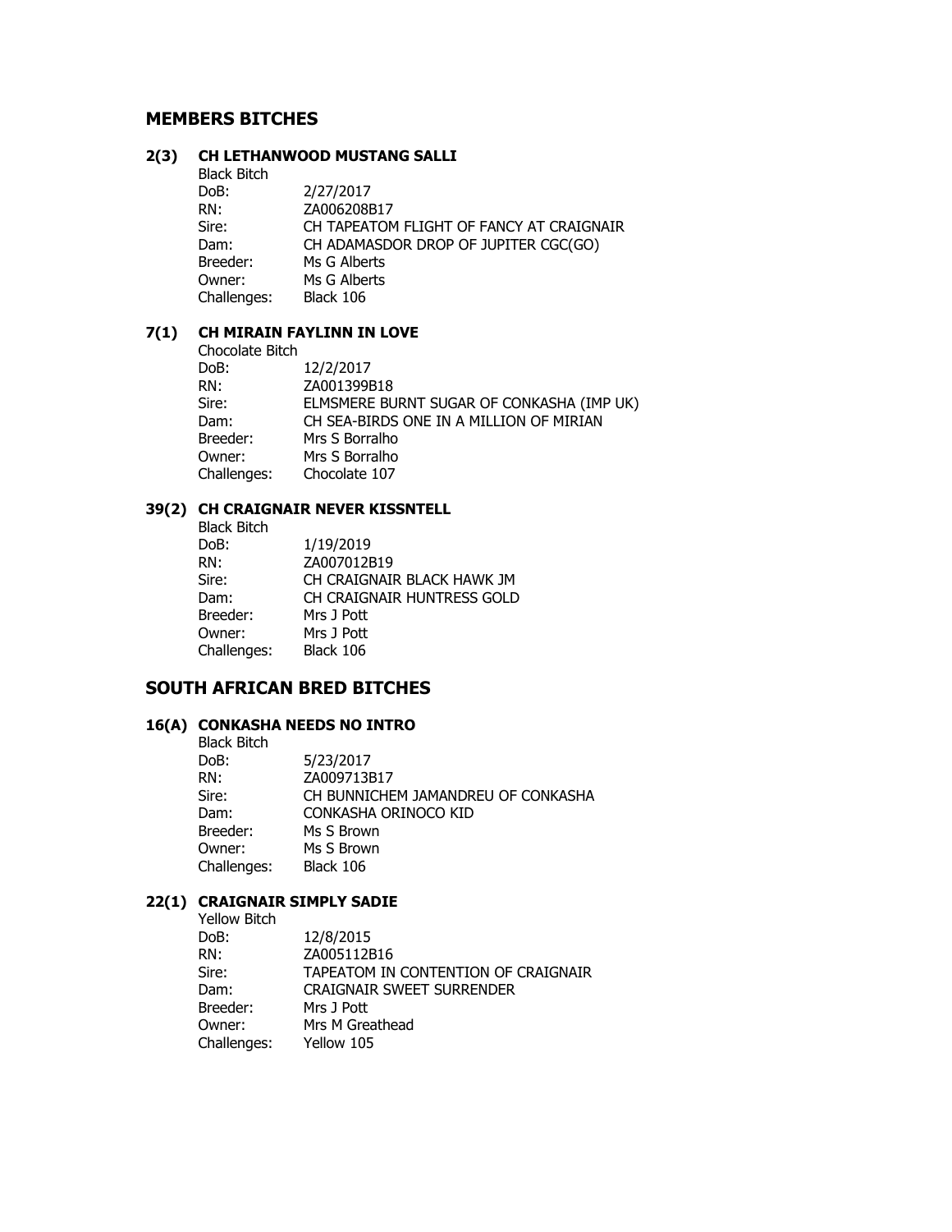## MEMBERS BITCHES

### 2(3) CH LETHANWOOD MUSTANG SALLI

Black Bitch

| | |
|---|---|
| DoB: | 2/27/2017 |
| RN: | ZA006208B17 |
| Sire: | CH TAPEATOM FLIGHT OF FANCY AT CRAIGNAIR |
| Dam: | CH ADAMASDOR DROP OF JUPITER CGC(GO) |
| Breeder: | Ms G Alberts |
| Owner: | Ms G Alberts |
| Challenges: | Black 106 |

### 7(1) CH MIRAIN FAYLINN IN LOVE

Chocolate Bitch

| | |
|---|---|
| DoB: | 12/2/2017 |
| RN: | ZA001399B18 |
| Sire: | ELMSMERE BURNT SUGAR OF CONKASHA (IMP UK) |
| Dam: | CH SEA-BIRDS ONE IN A MILLION OF MIRIAN |
| Breeder: | Mrs S Borralho |
| Owner: | Mrs S Borralho |
| Challenges: | Chocolate 107 |

### 39(2) CH CRAIGNAIR NEVER KISSNTELL

Black Bitch

| | |
|---|---|
| DoB: | 1/19/2019 |
| RN: | ZA007012B19 |
| Sire: | CH CRAIGNAIR BLACK HAWK JM |
| Dam: | CH CRAIGNAIR HUNTRESS GOLD |
| Breeder: | Mrs J Pott |
| Owner: | Mrs J Pott |
| Challenges: | Black 106 |

## SOUTH AFRICAN BRED BITCHES

### 16(A) CONKASHA NEEDS NO INTRO

Black Bitch

| | |
|---|---|
| DoB: | 5/23/2017 |
| RN: | ZA009713B17 |
| Sire: | CH BUNNICHEM JAMANDREU OF CONKASHA |
| Dam: | CONKASHA ORINOCO KID |
| Breeder: | Ms S Brown |
| Owner: | Ms S Brown |
| Challenges: | Black 106 |

### 22(1) CRAIGNAIR SIMPLY SADIE

Yellow Bitch

| | |
|---|---|
| DoB: | 12/8/2015 |
| RN: | ZA005112B16 |
| Sire: | TAPEATOM IN CONTENTION OF CRAIGNAIR |
| Dam: | CRAIGNAIR SWEET SURRENDER |
| Breeder: | Mrs J Pott |
| Owner: | Mrs M Greathead |
| Challenges: | Yellow 105 |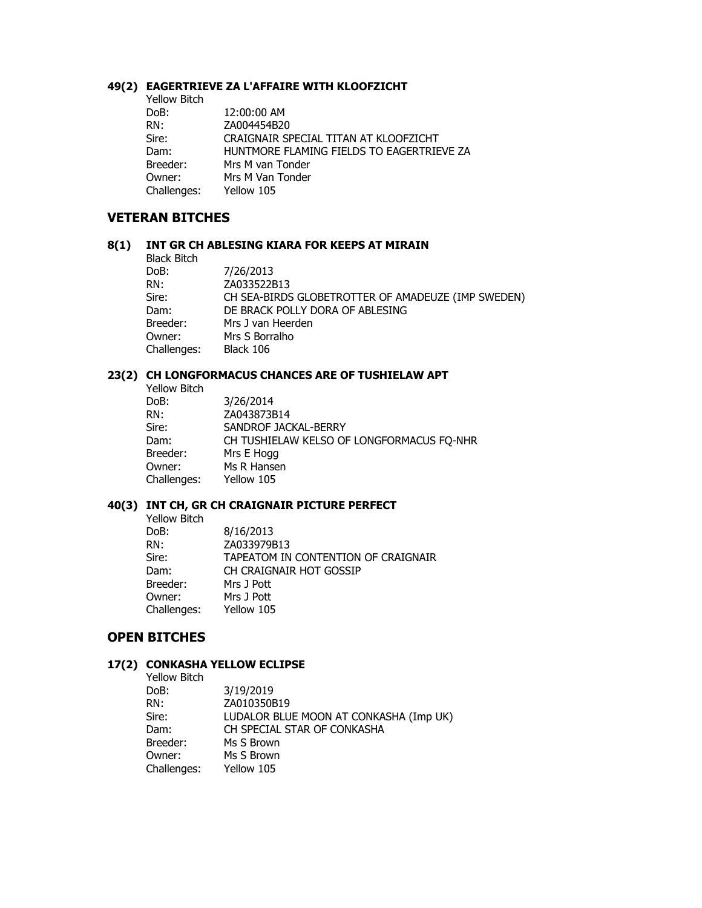### 49(2) EAGERTRIEVE ZA L'AFFAIRE WITH KLOOFZICHT

Yellow Bitch

| | |
|---|---|
| DoB: | 12:00:00 AM |
| RN: | ZA004454B20 |
| Sire: | CRAIGNAIR SPECIAL TITAN AT KLOOFZICHT |
| Dam: | HUNTMORE FLAMING FIELDS TO EAGERTRIEVE ZA |
| Breeder: | Mrs M van Tonder |
| Owner: | Mrs M Van Tonder |
| Challenges: | Yellow 105 |

## VETERAN BITCHES

### 8(1) INT GR CH ABLESING KIARA FOR KEEPS AT MIRAIN

Black Bitch

| | |
|---|---|
| DoB: | 7/26/2013 |
| RN: | ZA033522B13 |
| Sire: | CH SEA-BIRDS GLOBETROTTER OF AMADEUZE (IMP SWEDEN) |
| Dam: | DE BRACK POLLY DORA OF ABLESING |
| Breeder: | Mrs J van Heerden |
| Owner: | Mrs S Borralho |
| Challenges: | Black 106 |

### 23(2) CH LONGFORMACUS CHANCES ARE OF TUSHIELAW APT

Yellow Bitch

| | |
|---|---|
| DoB: | 3/26/2014 |
| RN: | ZA043873B14 |
| Sire: | SANDROF JACKAL-BERRY |
| Dam: | CH TUSHIELAW KELSO OF LONGFORMACUS FQ-NHR |
| Breeder: | Mrs E Hogg |
| Owner: | Ms R Hansen |
| Challenges: | Yellow 105 |

### 40(3) INT CH, GR CH CRAIGNAIR PICTURE PERFECT

Yellow Bitch

| | |
|---|---|
| DoB: | 8/16/2013 |
| RN: | ZA033979B13 |
| Sire: | TAPEATOM IN CONTENTION OF CRAIGNAIR |
| Dam: | CH CRAIGNAIR HOT GOSSIP |
| Breeder: | Mrs J Pott |
| Owner: | Mrs J Pott |
| Challenges: | Yellow 105 |

## OPEN BITCHES

### 17(2) CONKASHA YELLOW ECLIPSE

Yellow Bitch

| | |
|---|---|
| DoB: | 3/19/2019 |
| RN: | ZA010350B19 |
| Sire: | LUDALOR BLUE MOON AT CONKASHA (Imp UK) |
| Dam: | CH SPECIAL STAR OF CONKASHA |
| Breeder: | Ms S Brown |
| Owner: | Ms S Brown |
| Challenges: | Yellow 105 |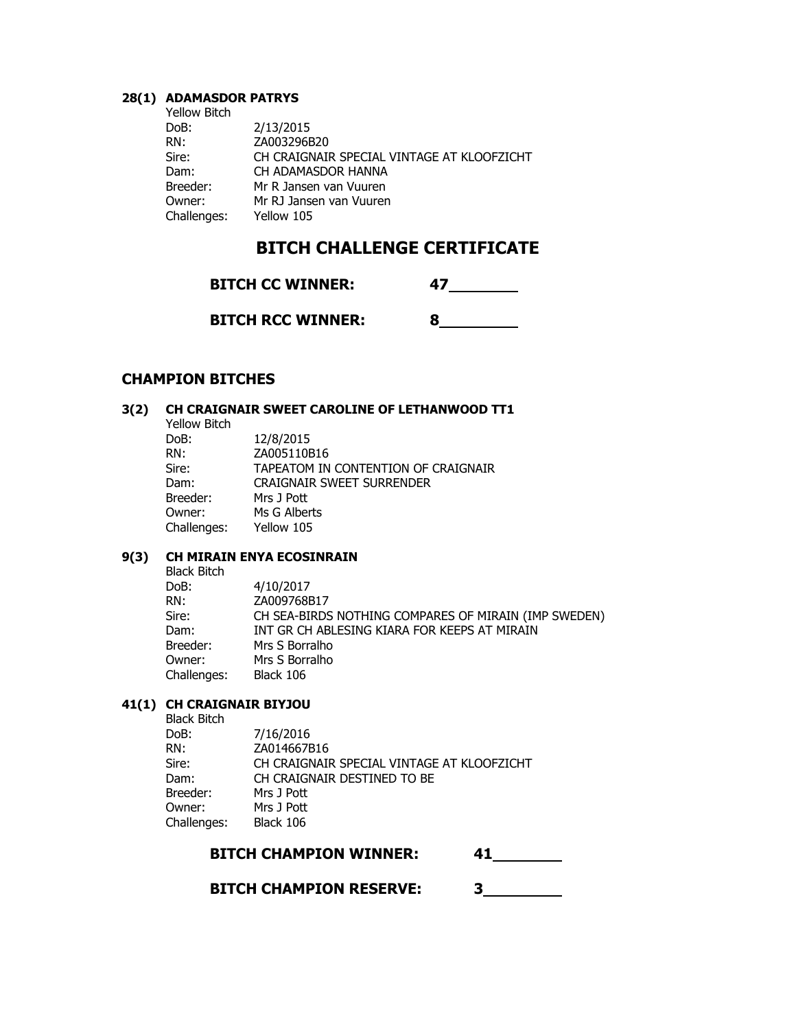**28(1) ADAMASDOR PATRYS**

Yellow Bitch

| | |
|---|---|
| DoB: | 2/13/2015 |
| RN: | ZA003296B20 |
| Sire: | CH CRAIGNAIR SPECIAL VINTAGE AT KLOOFZICHT |
| Dam: | CH ADAMASDOR HANNA |
| Breeder: | Mr R Jansen van Vuuren |
| Owner: | Mr RJ Jansen van Vuuren |
| Challenges: | Yellow 105 |

## BITCH CHALLENGE CERTIFICATE

**BITCH CC WINNER:** **47**

**BITCH RCC WINNER:** **8**

## CHAMPION BITCHES

**3(2) CH CRAIGNAIR SWEET CAROLINE OF LETHANWOOD TT1**

Yellow Bitch

| | |
|---|---|
| DoB: | 12/8/2015 |
| RN: | ZA005110B16 |
| Sire: | TAPEATOM IN CONTENTION OF CRAIGNAIR |
| Dam: | CRAIGNAIR SWEET SURRENDER |
| Breeder: | Mrs J Pott |
| Owner: | Ms G Alberts |
| Challenges: | Yellow 105 |

**9(3) CH MIRAIN ENYA ECOSINRAIN**

Black Bitch

| | |
|---|---|
| DoB: | 4/10/2017 |
| RN: | ZA009768B17 |
| Sire: | CH SEA-BIRDS NOTHING COMPARES OF MIRAIN (IMP SWEDEN) |
| Dam: | INT GR CH ABLESING KIARA FOR KEEPS AT MIRAIN |
| Breeder: | Mrs S Borralho |
| Owner: | Mrs S Borralho |
| Challenges: | Black 106 |

**41(1) CH CRAIGNAIR BIYJOU**

Black Bitch

| | |
|---|---|
| DoB: | 7/16/2016 |
| RN: | ZA014667B16 |
| Sire: | CH CRAIGNAIR SPECIAL VINTAGE AT KLOOFZICHT |
| Dam: | CH CRAIGNAIR DESTINED TO BE |
| Breeder: | Mrs J Pott |
| Owner: | Mrs J Pott |
| Challenges: | Black 106 |

**BITCH CHAMPION WINNER:** **41**

**BITCH CHAMPION RESERVE:** **3**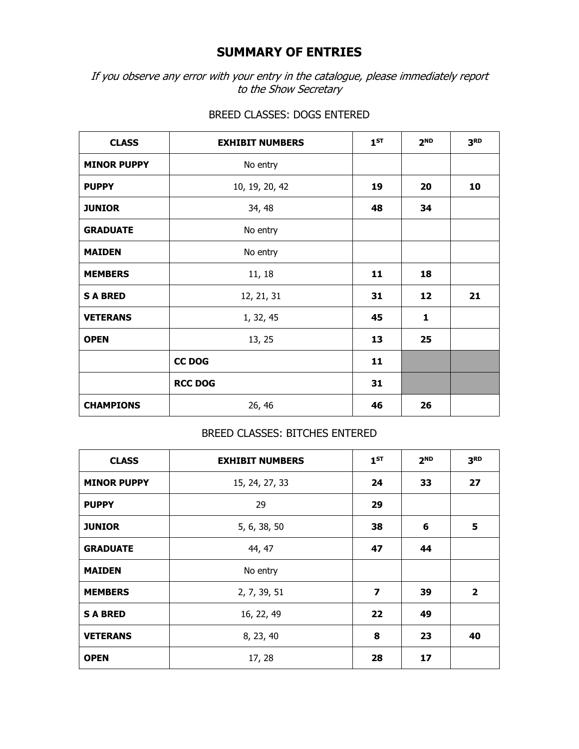# SUMMARY OF ENTRIES

*If you observe any error with your entry in the catalogue, please immediately report to the Show Secretary*

BREED CLASSES: DOGS ENTERED

| CLASS | EXHIBIT NUMBERS | 1ST | 2ND | 3RD |
|---|---|---|---|---|
| **MINOR PUPPY** | No entry | | | |
| **PUPPY** | 10, 19, 20, 42 | **19** | **20** | **10** |
| **JUNIOR** | 34, 48 | **48** | **34** | |
| **GRADUATE** | No entry | | | |
| **MAIDEN** | No entry | | | |
| **MEMBERS** | 11, 18 | **11** | **18** | |
| **S A BRED** | 12, 21, 31 | **31** | **12** | **21** |
| **VETERANS** | 1, 32, 45 | **45** | **1** | |
| **OPEN** | 13, 25 | **13** | **25** | |
| | **CC DOG** | **11** | | |
| | **RCC DOG** | **31** | | |
| **CHAMPIONS** | 26, 46 | **46** | **26** | |

BREED CLASSES: BITCHES ENTERED

| CLASS | EXHIBIT NUMBERS | 1ST | 2ND | 3RD |
|---|---|---|---|---|
| **MINOR PUPPY** | 15, 24, 27, 33 | **24** | **33** | **27** |
| **PUPPY** | 29 | **29** | | |
| **JUNIOR** | 5, 6, 38, 50 | **38** | **6** | **5** |
| **GRADUATE** | 44, 47 | **47** | **44** | |
| **MAIDEN** | No entry | | | |
| **MEMBERS** | 2, 7, 39, 51 | **7** | **39** | **2** |
| **S A BRED** | 16, 22, 49 | **22** | **49** | |
| **VETERANS** | 8, 23, 40 | **8** | **23** | **40** |
| **OPEN** | 17, 28 | **28** | **17** | |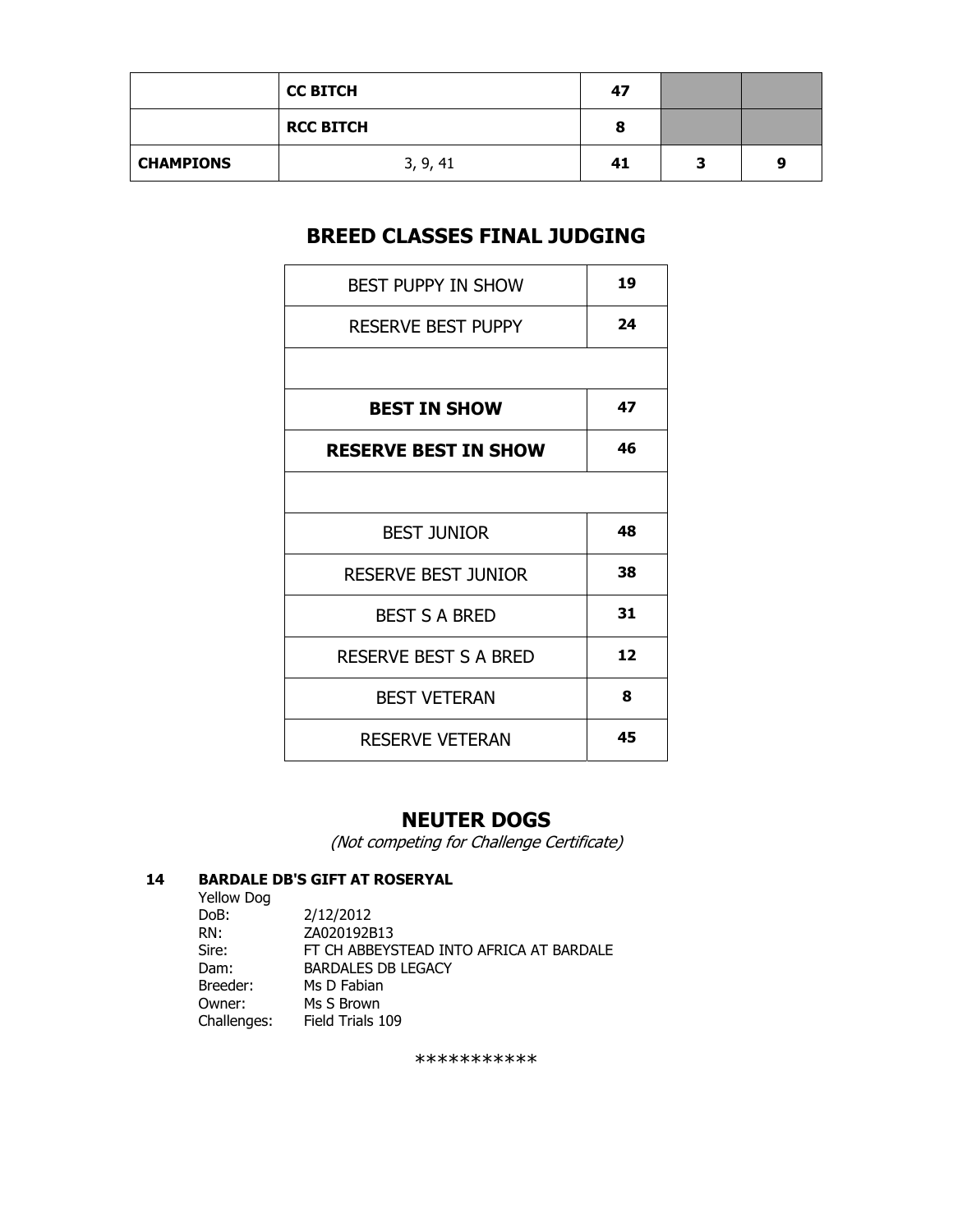| | | | | |
|---|---|---|---|---|
| | **CC BITCH** | **47** | | |
| | **RCC BITCH** | **8** | | |
| **CHAMPIONS** | 3, 9, 41 | **41** | **3** | **9** |

## BREED CLASSES FINAL JUDGING

| | |
|---|---|
| BEST PUPPY IN SHOW | **19** |
| RESERVE BEST PUPPY | **24** |
| | |
| **BEST IN SHOW** | **47** |
| **RESERVE BEST IN SHOW** | **46** |
| | |
| BEST JUNIOR | **48** |
| RESERVE BEST JUNIOR | **38** |
| BEST S A BRED | **31** |
| RESERVE BEST S A BRED | **12** |
| BEST VETERAN | **8** |
| RESERVE VETERAN | **45** |

## NEUTER DOGS

*(Not competing for Challenge Certificate)*

**14 BARDALE DB'S GIFT AT ROSERYAL**

Yellow Dog
DoB: 2/12/2012
RN: ZA020192B13
Sire: FT CH ABBEYSTEAD INTO AFRICA AT BARDALE
Dam: BARDALES DB LEGACY
Breeder: Ms D Fabian
Owner: Ms S Brown
Challenges: Field Trials 109

***********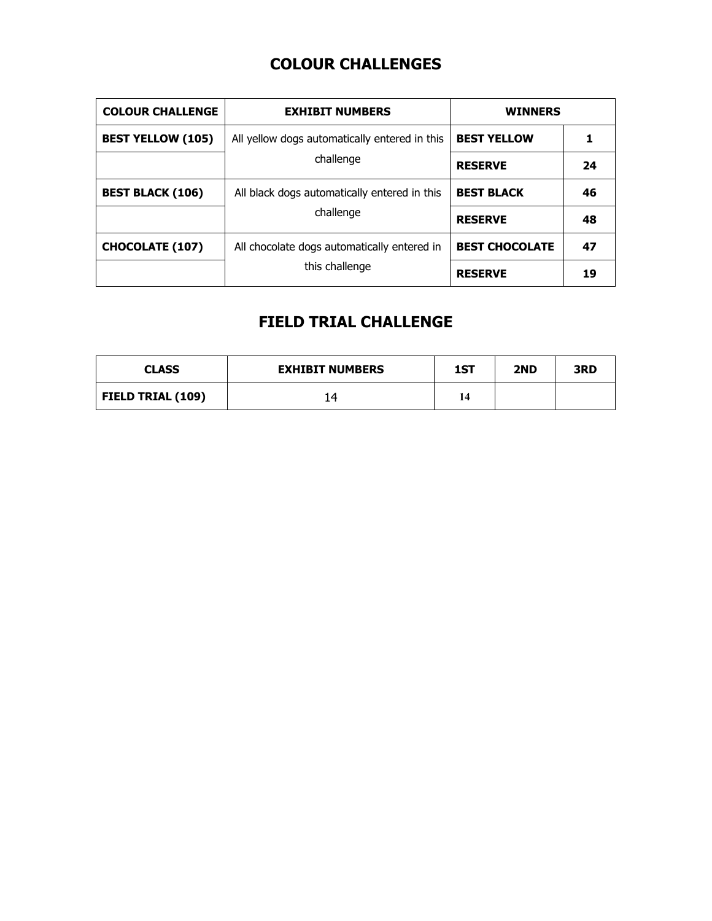## COLOUR CHALLENGES

| COLOUR CHALLENGE | EXHIBIT NUMBERS | WINNERS | |
|---|---|---|---|
| **BEST YELLOW (105)** | All yellow dogs automatically entered in this challenge | **BEST YELLOW** | **1** |
| | | **RESERVE** | **24** |
| **BEST BLACK (106)** | All black dogs automatically entered in this challenge | **BEST BLACK** | **46** |
| | | **RESERVE** | **48** |
| **CHOCOLATE (107)** | All chocolate dogs automatically entered in this challenge | **BEST CHOCOLATE** | **47** |
| | | **RESERVE** | **19** |

## FIELD TRIAL CHALLENGE

| CLASS | EXHIBIT NUMBERS | 1ST | 2ND | 3RD |
|---|---|---|---|---|
| **FIELD TRIAL (109)** | 14 | **14** | | |